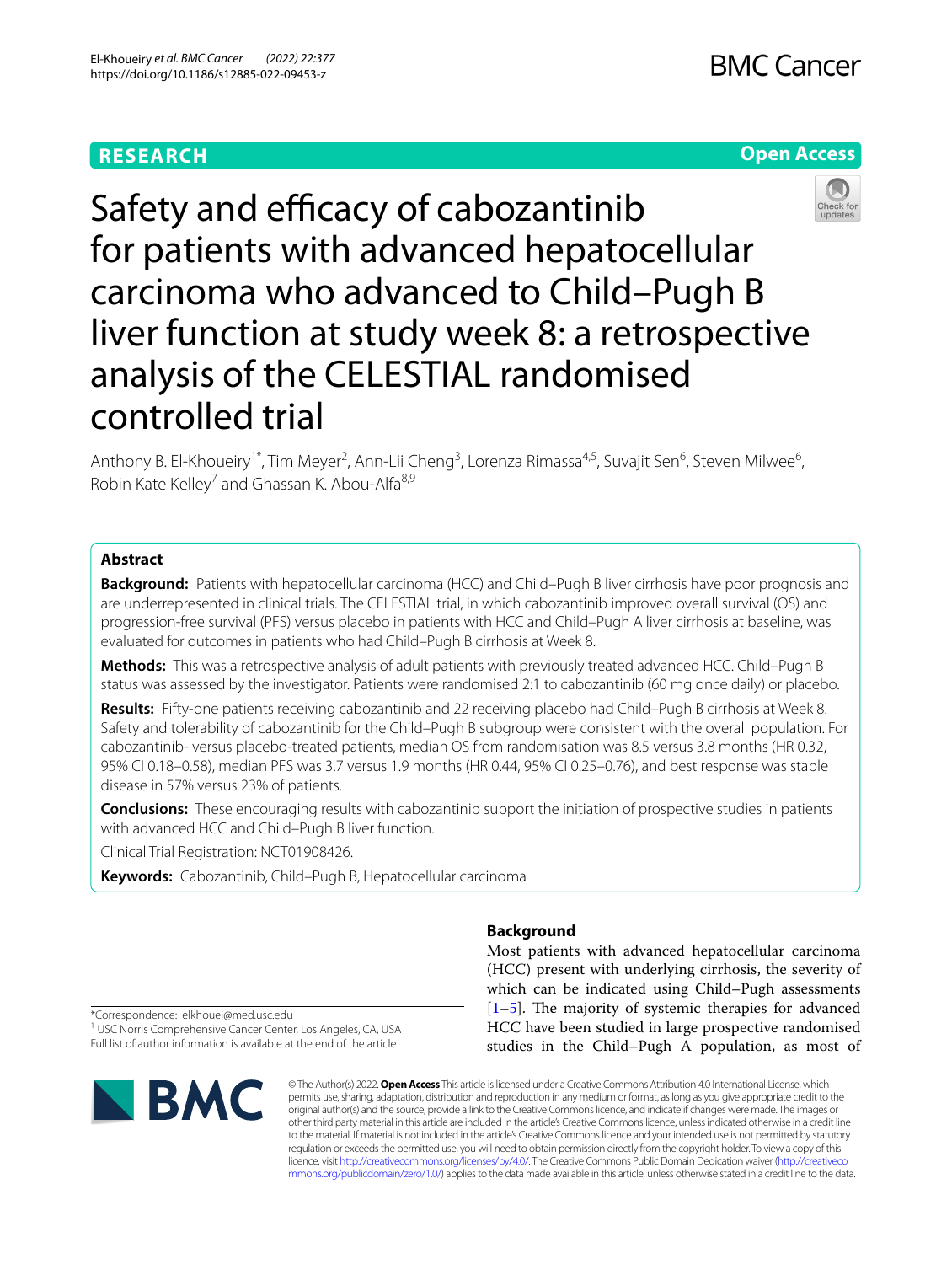RESEARCH

Open Access

# Safety and efficacy of cabozantinib for patients with advanced hepatocellular carcinoma who advanced to Child–Pugh B liver function at study week 8: a retrospective analysis of the CELESTIAL randomised controlled trial

Anthony B. El‑Khoueiry[1*], Tim Meyer[2], Ann‑Lii Cheng[3], Lorenza Rimassa[4,5], Suvajit Sen[6], Steven Milwee[6], Robin Kate Kelley[7] and Ghassan K. Abou‑Alfa[8,9]

## Abstract

**Background:** Patients with hepatocellular carcinoma (HCC) and Child–Pugh B liver cirrhosis have poor prognosis and are underrepresented in clinical trials. The CELESTIAL trial, in which cabozantinib improved overall survival (OS) and progression-free survival (PFS) versus placebo in patients with HCC and Child–Pugh A liver cirrhosis at baseline, was evaluated for outcomes in patients who had Child–Pugh B cirrhosis at Week 8.

**Methods:** This was a retrospective analysis of adult patients with previously treated advanced HCC. Child–Pugh B status was assessed by the investigator. Patients were randomised 2:1 to cabozantinib (60 mg once daily) or placebo.

**Results:** Fifty-one patients receiving cabozantinib and 22 receiving placebo had Child–Pugh B cirrhosis at Week 8. Safety and tolerability of cabozantinib for the Child–Pugh B subgroup were consistent with the overall population. For cabozantinib- versus placebo-treated patients, median OS from randomisation was 8.5 versus 3.8 months (HR 0.32, 95% CI 0.18–0.58), median PFS was 3.7 versus 1.9 months (HR 0.44, 95% CI 0.25–0.76), and best response was stable disease in 57% versus 23% of patients.

**Conclusions:** These encouraging results with cabozantinib support the initiation of prospective studies in patients with advanced HCC and Child–Pugh B liver function.

Clinical Trial Registration: NCT01908426.

**Keywords:** Cabozantinib, Child–Pugh B, Hepatocellular carcinoma

## Background

Most patients with advanced hepatocellular carcinoma (HCC) present with underlying cirrhosis, the severity of which can be indicated using Child–Pugh assessments [1–5]. The majority of systemic therapies for advanced HCC have been studied in large prospective randomised studies in the Child–Pugh A population, as most of

*Correspondence: elkhouei@med.usc.edu
[1] USC Norris Comprehensive Cancer Center, Los Angeles, CA, USA
Full list of author information is available at the end of the article

© The Author(s) 2022. **Open Access** This article is licensed under a Creative Commons Attribution 4.0 International License, which permits use, sharing, adaptation, distribution and reproduction in any medium or format, as long as you give appropriate credit to the original author(s) and the source, provide a link to the Creative Commons licence, and indicate if changes were made. The images or other third party material in this article are included in the article's Creative Commons licence, unless indicated otherwise in a credit line to the material. If material is not included in the article's Creative Commons licence and your intended use is not permitted by statutory regulation or exceeds the permitted use, you will need to obtain permission directly from the copyright holder. To view a copy of this licence, visit http://creativecommons.org/licenses/by/4.0/. The Creative Commons Public Domain Dedication waiver (http://creativecommons.org/publicdomain/zero/1.0/) applies to the data made available in this article, unless otherwise stated in a credit line to the data.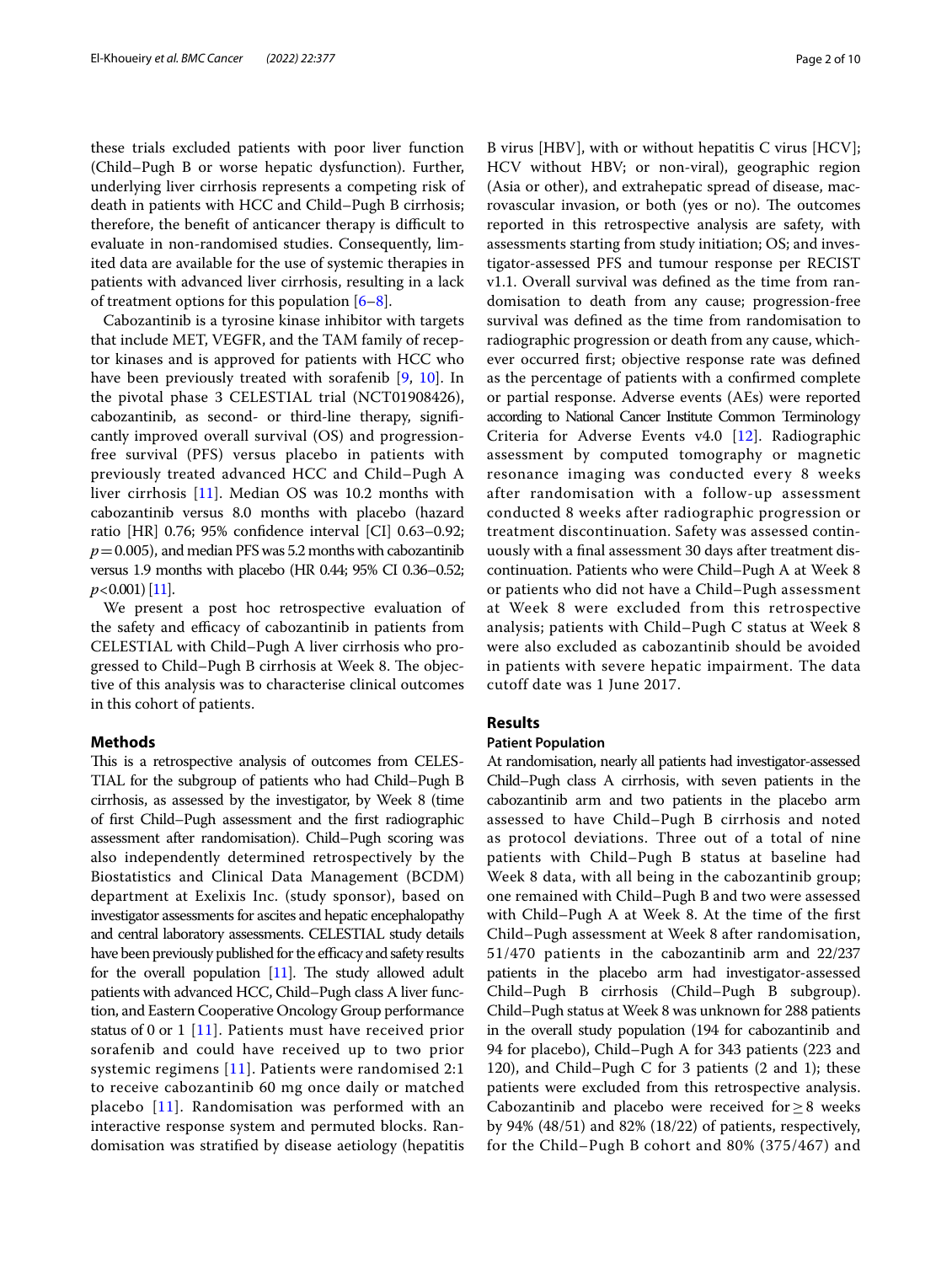these trials excluded patients with poor liver function (Child–Pugh B or worse hepatic dysfunction). Further, underlying liver cirrhosis represents a competing risk of death in patients with HCC and Child–Pugh B cirrhosis; therefore, the benefit of anticancer therapy is difficult to evaluate in non-randomised studies. Consequently, limited data are available for the use of systemic therapies in patients with advanced liver cirrhosis, resulting in a lack of treatment options for this population [6–8].

Cabozantinib is a tyrosine kinase inhibitor with targets that include MET, VEGFR, and the TAM family of receptor kinases and is approved for patients with HCC who have been previously treated with sorafenib [9, 10]. In the pivotal phase 3 CELESTIAL trial (NCT01908426), cabozantinib, as second- or third-line therapy, significantly improved overall survival (OS) and progression-free survival (PFS) versus placebo in patients with previously treated advanced HCC and Child–Pugh A liver cirrhosis [11]. Median OS was 10.2 months with cabozantinib versus 8.0 months with placebo (hazard ratio [HR] 0.76; 95% confidence interval [CI] 0.63–0.92; $p = 0.005$), and median PFS was 5.2 months with cabozantinib versus 1.9 months with placebo (HR 0.44; 95% CI 0.36–0.52; $p < 0.001$) [11].

We present a post hoc retrospective evaluation of the safety and efficacy of cabozantinib in patients from CELESTIAL with Child–Pugh A liver cirrhosis who progressed to Child–Pugh B cirrhosis at Week 8. The objective of this analysis was to characterise clinical outcomes in this cohort of patients.

## Methods

This is a retrospective analysis of outcomes from CELESTIAL for the subgroup of patients who had Child–Pugh B cirrhosis, as assessed by the investigator, by Week 8 (time of first Child–Pugh assessment and the first radiographic assessment after randomisation). Child–Pugh scoring was also independently determined retrospectively by the Biostatistics and Clinical Data Management (BCDM) department at Exelixis Inc. (study sponsor), based on investigator assessments for ascites and hepatic encephalopathy and central laboratory assessments. CELESTIAL study details have been previously published for the efficacy and safety results for the overall population [11]. The study allowed adult patients with advanced HCC, Child–Pugh class A liver function, and Eastern Cooperative Oncology Group performance status of 0 or 1 [11]. Patients must have received prior sorafenib and could have received up to two prior systemic regimens [11]. Patients were randomised 2:1 to receive cabozantinib 60 mg once daily or matched placebo [11]. Randomisation was performed with an interactive response system and permuted blocks. Randomisation was stratified by disease aetiology (hepatitis B virus [HBV], with or without hepatitis C virus [HCV]; HCV without HBV; or non-viral), geographic region (Asia or other), and extrahepatic spread of disease, macrovascular invasion, or both (yes or no). The outcomes reported in this retrospective analysis are safety, with assessments starting from study initiation; OS; and investigator-assessed PFS and tumour response per RECIST v1.1. Overall survival was defined as the time from randomisation to death from any cause; progression-free survival was defined as the time from randomisation to radiographic progression or death from any cause, whichever occurred first; objective response rate was defined as the percentage of patients with a confirmed complete or partial response. Adverse events (AEs) were reported according to National Cancer Institute Common Terminology Criteria for Adverse Events v4.0 [12]. Radiographic assessment by computed tomography or magnetic resonance imaging was conducted every 8 weeks after randomisation with a follow-up assessment conducted 8 weeks after radiographic progression or treatment discontinuation. Safety was assessed continuously with a final assessment 30 days after treatment discontinuation. Patients who were Child–Pugh A at Week 8 or patients who did not have a Child–Pugh assessment at Week 8 were excluded from this retrospective analysis; patients with Child–Pugh C status at Week 8 were also excluded as cabozantinib should be avoided in patients with severe hepatic impairment. The data cutoff date was 1 June 2017.

## Results

### Patient Population

At randomisation, nearly all patients had investigator-assessed Child–Pugh class A cirrhosis, with seven patients in the cabozantinib arm and two patients in the placebo arm assessed to have Child–Pugh B cirrhosis and noted as protocol deviations. Three out of a total of nine patients with Child–Pugh B status at baseline had Week 8 data, with all being in the cabozantinib group; one remained with Child–Pugh B and two were assessed with Child–Pugh A at Week 8. At the time of the first Child–Pugh assessment at Week 8 after randomisation, 51/470 patients in the cabozantinib arm and 22/237 patients in the placebo arm had investigator-assessed Child–Pugh B cirrhosis (Child–Pugh B subgroup). Child–Pugh status at Week 8 was unknown for 288 patients in the overall study population (194 for cabozantinib and 94 for placebo), Child–Pugh A for 343 patients (223 and 120), and Child–Pugh C for 3 patients (2 and 1); these patients were excluded from this retrospective analysis. Cabozantinib and placebo were received for $\geq 8$ weeks by 94% (48/51) and 82% (18/22) of patients, respectively, for the Child–Pugh B cohort and 80% (375/467) and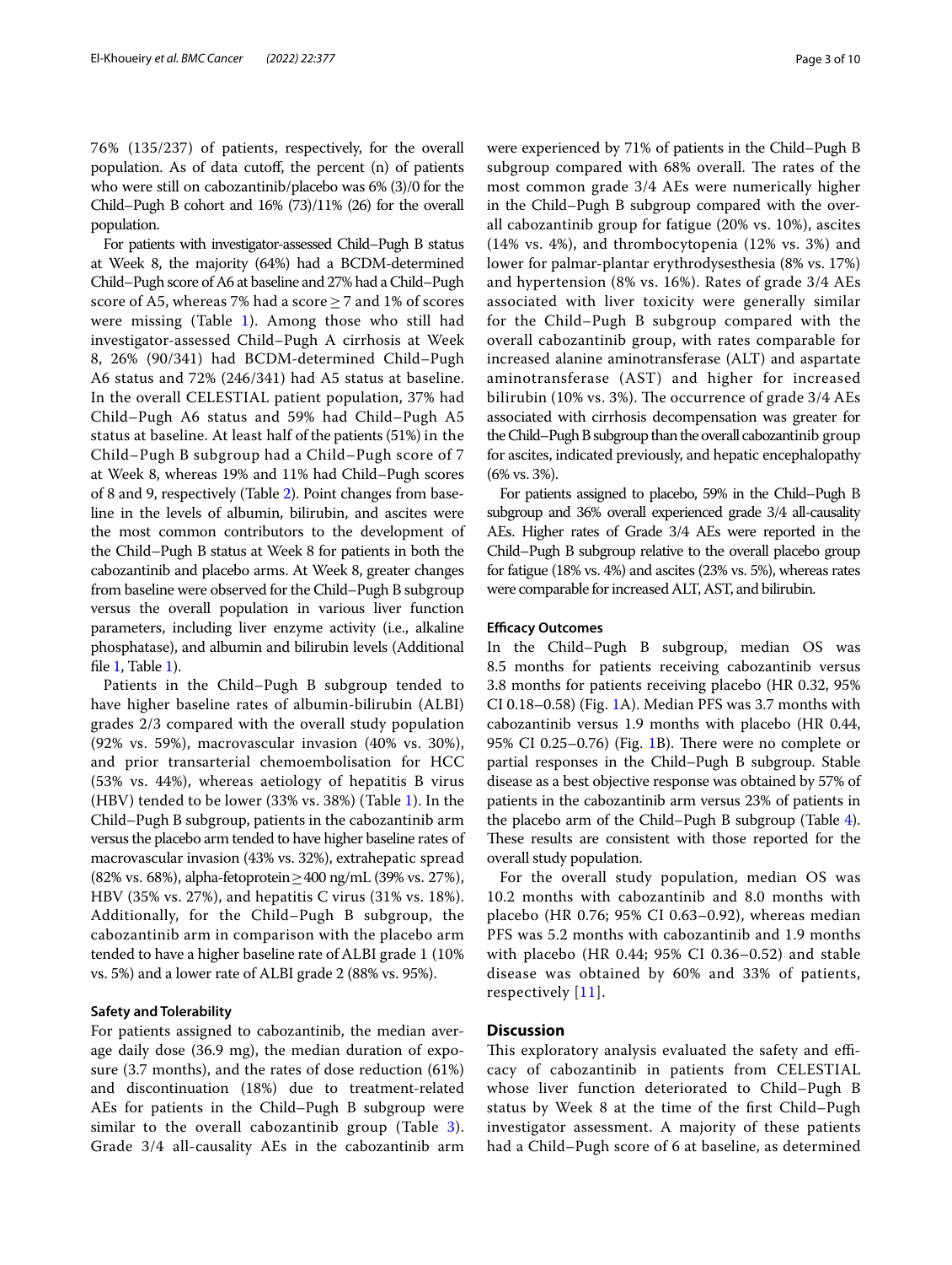76% (135/237) of patients, respectively, for the overall population. As of data cutoff, the percent (n) of patients who were still on cabozantinib/placebo was 6% (3)/0 for the Child–Pugh B cohort and 16% (73)/11% (26) for the overall population.

For patients with investigator-assessed Child–Pugh B status at Week 8, the majority (64%) had a BCDM-determined Child–Pugh score of A6 at baseline and 27% had a Child–Pugh score of A5, whereas 7% had a score ≥ 7 and 1% of scores were missing (Table 1). Among those who still had investigator-assessed Child–Pugh A cirrhosis at Week 8, 26% (90/341) had BCDM-determined Child–Pugh A6 status and 72% (246/341) had A5 status at baseline. In the overall CELESTIAL patient population, 37% had Child–Pugh A6 status and 59% had Child–Pugh A5 status at baseline. At least half of the patients (51%) in the Child–Pugh B subgroup had a Child–Pugh score of 7 at Week 8, whereas 19% and 11% had Child–Pugh scores of 8 and 9, respectively (Table 2). Point changes from baseline in the levels of albumin, bilirubin, and ascites were the most common contributors to the development of the Child–Pugh B status at Week 8 for patients in both the cabozantinib and placebo arms. At Week 8, greater changes from baseline were observed for the Child–Pugh B subgroup versus the overall population in various liver function parameters, including liver enzyme activity (i.e., alkaline phosphatase), and albumin and bilirubin levels (Additional file 1, Table 1).

Patients in the Child–Pugh B subgroup tended to have higher baseline rates of albumin-bilirubin (ALBI) grades 2/3 compared with the overall study population (92% vs. 59%), macrovascular invasion (40% vs. 30%), and prior transarterial chemoembolisation for HCC (53% vs. 44%), whereas aetiology of hepatitis B virus (HBV) tended to be lower (33% vs. 38%) (Table 1). In the Child–Pugh B subgroup, patients in the cabozantinib arm versus the placebo arm tended to have higher baseline rates of macrovascular invasion (43% vs. 32%), extrahepatic spread (82% vs. 68%), alpha-fetoprotein ≥ 400 ng/mL (39% vs. 27%), HBV (35% vs. 27%), and hepatitis C virus (31% vs. 18%). Additionally, for the Child–Pugh B subgroup, the cabozantinib arm in comparison with the placebo arm tended to have a higher baseline rate of ALBI grade 1 (10% vs. 5%) and a lower rate of ALBI grade 2 (88% vs. 95%).

### Safety and Tolerability

For patients assigned to cabozantinib, the median average daily dose (36.9 mg), the median duration of exposure (3.7 months), and the rates of dose reduction (61%) and discontinuation (18%) due to treatment-related AEs for patients in the Child–Pugh B subgroup were similar to the overall cabozantinib group (Table 3). Grade 3/4 all-causality AEs in the cabozantinib arm were experienced by 71% of patients in the Child–Pugh B subgroup compared with 68% overall. The rates of the most common grade 3/4 AEs were numerically higher in the Child–Pugh B subgroup compared with the overall cabozantinib group for fatigue (20% vs. 10%), ascites (14% vs. 4%), and thrombocytopenia (12% vs. 3%) and lower for palmar-plantar erythrodysesthesia (8% vs. 17%) and hypertension (8% vs. 16%). Rates of grade 3/4 AEs associated with liver toxicity were generally similar for the Child–Pugh B subgroup compared with the overall cabozantinib group, with rates comparable for increased alanine aminotransferase (ALT) and aspartate aminotransferase (AST) and higher for increased bilirubin (10% vs. 3%). The occurrence of grade 3/4 AEs associated with cirrhosis decompensation was greater for the Child–Pugh B subgroup than the overall cabozantinib group for ascites, indicated previously, and hepatic encephalopathy (6% vs. 3%).

For patients assigned to placebo, 59% in the Child–Pugh B subgroup and 36% overall experienced grade 3/4 all-causality AEs. Higher rates of Grade 3/4 AEs were reported in the Child–Pugh B subgroup relative to the overall placebo group for fatigue (18% vs. 4%) and ascites (23% vs. 5%), whereas rates were comparable for increased ALT, AST, and bilirubin.

### Efficacy Outcomes

In the Child–Pugh B subgroup, median OS was 8.5 months for patients receiving cabozantinib versus 3.8 months for patients receiving placebo (HR 0.32, 95% CI 0.18–0.58) (Fig. 1A). Median PFS was 3.7 months with cabozantinib versus 1.9 months with placebo (HR 0.44, 95% CI 0.25–0.76) (Fig. 1B). There were no complete or partial responses in the Child–Pugh B subgroup. Stable disease as a best objective response was obtained by 57% of patients in the cabozantinib arm versus 23% of patients in the placebo arm of the Child–Pugh B subgroup (Table 4). These results are consistent with those reported for the overall study population.

For the overall study population, median OS was 10.2 months with cabozantinib and 8.0 months with placebo (HR 0.76; 95% CI 0.63–0.92), whereas median PFS was 5.2 months with cabozantinib and 1.9 months with placebo (HR 0.44; 95% CI 0.36–0.52) and stable disease was obtained by 60% and 33% of patients, respectively [11].

## Discussion

This exploratory analysis evaluated the safety and efficacy of cabozantinib in patients from CELESTIAL whose liver function deteriorated to Child–Pugh B status by Week 8 at the time of the first Child–Pugh investigator assessment. A majority of these patients had a Child–Pugh score of 6 at baseline, as determined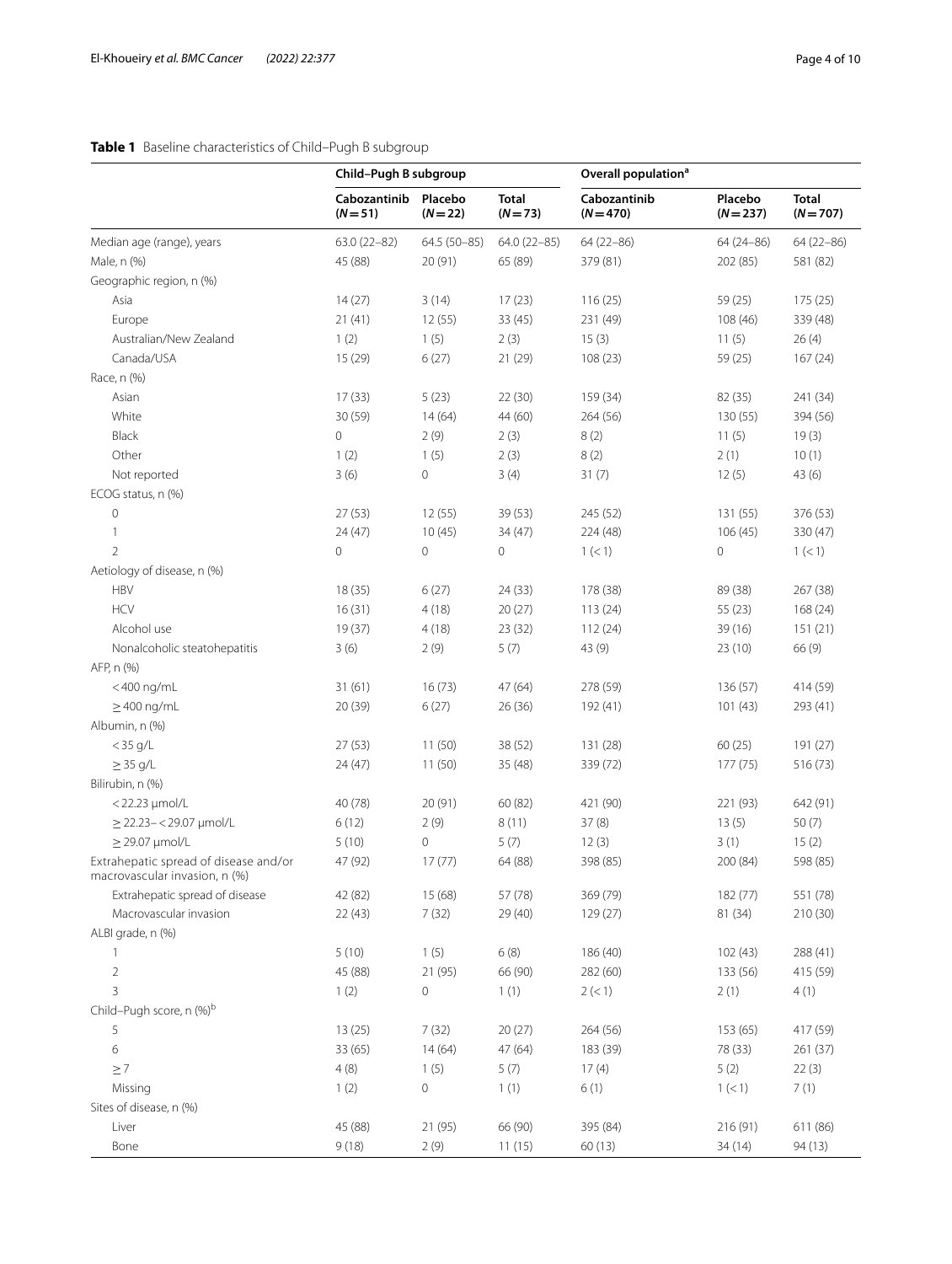**Table 1** Baseline characteristics of Child–Pugh B subgroup

| | Child–Pugh B subgroup | | | Overall population[a] | | |
|---|---|---|---|---|---|---|
| | Cabozantinib (N = 51) | Placebo (N = 22) | Total (N = 73) | Cabozantinib (N = 470) | Placebo (N = 237) | Total (N = 707) |
| Median age (range), years | 63.0 (22–82) | 64.5 (50–85) | 64.0 (22–85) | 64 (22–86) | 64 (24–86) | 64 (22–86) |
| Male, n (%) | 45 (88) | 20 (91) | 65 (89) | 379 (81) | 202 (85) | 581 (82) |
| Geographic region, n (%) | | | | | | |
| Asia | 14 (27) | 3 (14) | 17 (23) | 116 (25) | 59 (25) | 175 (25) |
| Europe | 21 (41) | 12 (55) | 33 (45) | 231 (49) | 108 (46) | 339 (48) |
| Australian/New Zealand | 1 (2) | 1 (5) | 2 (3) | 15 (3) | 11 (5) | 26 (4) |
| Canada/USA | 15 (29) | 6 (27) | 21 (29) | 108 (23) | 59 (25) | 167 (24) |
| Race, n (%) | | | | | | |
| Asian | 17 (33) | 5 (23) | 22 (30) | 159 (34) | 82 (35) | 241 (34) |
| White | 30 (59) | 14 (64) | 44 (60) | 264 (56) | 130 (55) | 394 (56) |
| Black | 0 | 2 (9) | 2 (3) | 8 (2) | 11 (5) | 19 (3) |
| Other | 1 (2) | 1 (5) | 2 (3) | 8 (2) | 2 (1) | 10 (1) |
| Not reported | 3 (6) | 0 | 3 (4) | 31 (7) | 12 (5) | 43 (6) |
| ECOG status, n (%) | | | | | | |
| 0 | 27 (53) | 12 (55) | 39 (53) | 245 (52) | 131 (55) | 376 (53) |
| 1 | 24 (47) | 10 (45) | 34 (47) | 224 (48) | 106 (45) | 330 (47) |
| 2 | 0 | 0 | 0 | 1 (< 1) | 0 | 1 (< 1) |
| Aetiology of disease, n (%) | | | | | | |
| HBV | 18 (35) | 6 (27) | 24 (33) | 178 (38) | 89 (38) | 267 (38) |
| HCV | 16 (31) | 4 (18) | 20 (27) | 113 (24) | 55 (23) | 168 (24) |
| Alcohol use | 19 (37) | 4 (18) | 23 (32) | 112 (24) | 39 (16) | 151 (21) |
| Nonalcoholic steatohepatitis | 3 (6) | 2 (9) | 5 (7) | 43 (9) | 23 (10) | 66 (9) |
| AFP, n (%) | | | | | | |
| < 400 ng/mL | 31 (61) | 16 (73) | 47 (64) | 278 (59) | 136 (57) | 414 (59) |
| ≥ 400 ng/mL | 20 (39) | 6 (27) | 26 (36) | 192 (41) | 101 (43) | 293 (41) |
| Albumin, n (%) | | | | | | |
| < 35 g/L | 27 (53) | 11 (50) | 38 (52) | 131 (28) | 60 (25) | 191 (27) |
| ≥ 35 g/L | 24 (47) | 11 (50) | 35 (48) | 339 (72) | 177 (75) | 516 (73) |
| Bilirubin, n (%) | | | | | | |
| < 22.23 µmol/L | 40 (78) | 20 (91) | 60 (82) | 421 (90) | 221 (93) | 642 (91) |
| ≥ 22.23– < 29.07 µmol/L | 6 (12) | 2 (9) | 8 (11) | 37 (8) | 13 (5) | 50 (7) |
| ≥ 29.07 µmol/L | 5 (10) | 0 | 5 (7) | 12 (3) | 3 (1) | 15 (2) |
| Extrahepatic spread of disease and/or macrovascular invasion, n (%) | 47 (92) | 17 (77) | 64 (88) | 398 (85) | 200 (84) | 598 (85) |
| Extrahepatic spread of disease | 42 (82) | 15 (68) | 57 (78) | 369 (79) | 182 (77) | 551 (78) |
| Macrovascular invasion | 22 (43) | 7 (32) | 29 (40) | 129 (27) | 81 (34) | 210 (30) |
| ALBI grade, n (%) | | | | | | |
| 1 | 5 (10) | 1 (5) | 6 (8) | 186 (40) | 102 (43) | 288 (41) |
| 2 | 45 (88) | 21 (95) | 66 (90) | 282 (60) | 133 (56) | 415 (59) |
| 3 | 1 (2) | 0 | 1 (1) | 2 (< 1) | 2 (1) | 4 (1) |
| Child–Pugh score, n (%)[b] | | | | | | |
| 5 | 13 (25) | 7 (32) | 20 (27) | 264 (56) | 153 (65) | 417 (59) |
| 6 | 33 (65) | 14 (64) | 47 (64) | 183 (39) | 78 (33) | 261 (37) |
| ≥ 7 | 4 (8) | 1 (5) | 5 (7) | 17 (4) | 5 (2) | 22 (3) |
| Missing | 1 (2) | 0 | 1 (1) | 6 (1) | 1 (< 1) | 7 (1) |
| Sites of disease, n (%) | | | | | | |
| Liver | 45 (88) | 21 (95) | 66 (90) | 395 (84) | 216 (91) | 611 (86) |
| Bone | 9 (18) | 2 (9) | 11 (15) | 60 (13) | 34 (14) | 94 (13) |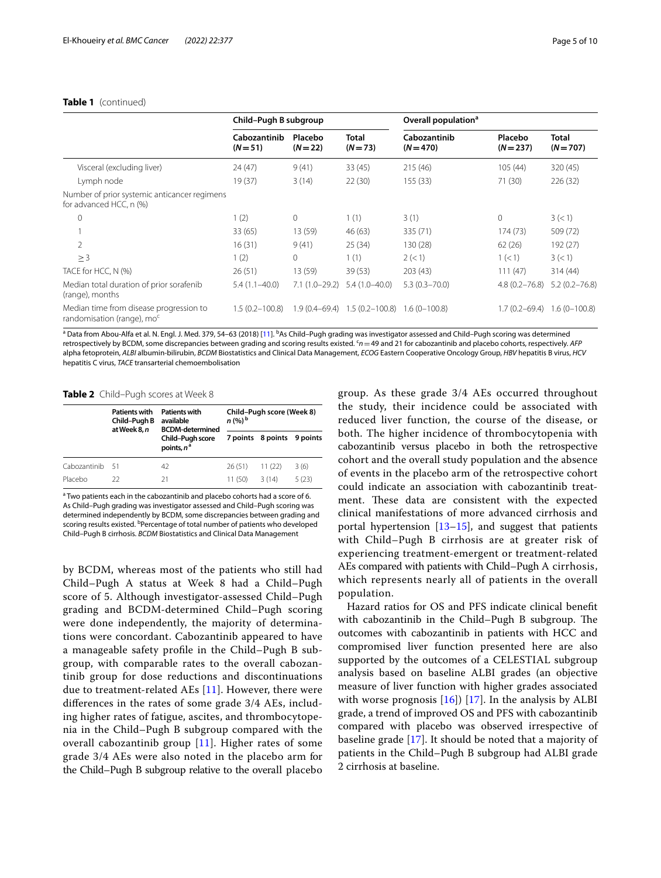**Table 1** (continued)

| | Child–Pugh B subgroup | | | Overall population[a] | | |
|---|---|---|---|---|---|---|
| | Cabozantinib (N=51) | Placebo (N=22) | Total (N=73) | Cabozantinib (N=470) | Placebo (N=237) | Total (N=707) |
| Visceral (excluding liver) | 24 (47) | 9 (41) | 33 (45) | 215 (46) | 105 (44) | 320 (45) |
| Lymph node | 19 (37) | 3 (14) | 22 (30) | 155 (33) | 71 (30) | 226 (32) |
| Number of prior systemic anticancer regimens for advanced HCC, n (%) | | | | | | |
| 0 | 1 (2) | 0 | 1 (1) | 3 (1) | 0 | 3 (< 1) |
| 1 | 33 (65) | 13 (59) | 46 (63) | 335 (71) | 174 (73) | 509 (72) |
| 2 | 16 (31) | 9 (41) | 25 (34) | 130 (28) | 62 (26) | 192 (27) |
| ≥ 3 | 1 (2) | 0 | 1 (1) | 2 (< 1) | 1 (< 1) | 3 (< 1) |
| TACE for HCC, N (%) | 26 (51) | 13 (59) | 39 (53) | 203 (43) | 111 (47) | 314 (44) |
| Median total duration of prior sorafenib (range), months | 5.4 (1.1–40.0) | 7.1 (1.0–29.2) | 5.4 (1.0–40.0) | 5.3 (0.3–70.0) | 4.8 (0.2–76.8) | 5.2 (0.2–76.8) |
| Median time from disease progression to randomisation (range), mo[c] | 1.5 (0.2–100.8) | 1.9 (0.4–69.4) | 1.5 (0.2–100.8) | 1.6 (0–100.8) | 1.7 (0.2–69.4) | 1.6 (0–100.8) |

[a] Data from Abou-Alfa et al. N. Engl. J. Med. 379, 54–63 (2018) [11]. [b] As Child–Pugh grading was investigator assessed and Child–Pugh scoring was determined retrospectively by BCDM, some discrepancies between grading and scoring results existed. [c] n = 49 and 21 for cabozantinib and placebo cohorts, respectively. *AFP* alpha fetoprotein, *ALBI* albumin-bilirubin, *BCDM* Biostatistics and Clinical Data Management, *ECOG* Eastern Cooperative Oncology Group, *HBV* hepatitis B virus, *HCV* hepatitis C virus, *TACE* transarterial chemoembolisation

**Table 2** Child–Pugh scores at Week 8

| | Patients with Child–Pugh B at Week 8, n | Patients with available BCDM-determined Child–Pugh score points, n[a] | Child–Pugh score (Week 8) n (%)[b] | | |
|---|---|---|---|---|---|
| | | | 7 points | 8 points | 9 points |
| Cabozantinib | 51 | 42 | 26 (51) | 11 (22) | 3 (6) |
| Placebo | 22 | 21 | 11 (50) | 3 (14) | 5 (23) |

[a] Two patients each in the cabozantinib and placebo cohorts had a score of 6. As Child–Pugh grading was investigator assessed and Child–Pugh scoring was determined independently by BCDM, some discrepancies between grading and scoring results existed. [b] Percentage of total number of patients who developed Child–Pugh B cirrhosis. *BCDM* Biostatistics and Clinical Data Management

by BCDM, whereas most of the patients who still had Child–Pugh A status at Week 8 had a Child–Pugh score of 5. Although investigator-assessed Child–Pugh grading and BCDM-determined Child–Pugh scoring were done independently, the majority of determinations were concordant. Cabozantinib appeared to have a manageable safety profile in the Child–Pugh B subgroup, with comparable rates to the overall cabozantinib group for dose reductions and discontinuations due to treatment-related AEs [11]. However, there were differences in the rates of some grade 3/4 AEs, including higher rates of fatigue, ascites, and thrombocytopenia in the Child–Pugh B subgroup compared with the overall cabozantinib group [11]. Higher rates of some grade 3/4 AEs were also noted in the placebo arm for the Child–Pugh B subgroup relative to the overall placebo group. As these grade 3/4 AEs occurred throughout the study, their incidence could be associated with reduced liver function, the course of the disease, or both. The higher incidence of thrombocytopenia with cabozantinib versus placebo in both the retrospective cohort and the overall study population and the absence of events in the placebo arm of the retrospective cohort could indicate an association with cabozantinib treatment. These data are consistent with the expected clinical manifestations of more advanced cirrhosis and portal hypertension [13–15], and suggest that patients with Child–Pugh B cirrhosis are at greater risk of experiencing treatment-emergent or treatment-related AEs compared with patients with Child–Pugh A cirrhosis, which represents nearly all of patients in the overall population.

Hazard ratios for OS and PFS indicate clinical benefit with cabozantinib in the Child–Pugh B subgroup. The outcomes with cabozantinib in patients with HCC and compromised liver function presented here are also supported by the outcomes of a CELESTIAL subgroup analysis based on baseline ALBI grades (an objective measure of liver function with higher grades associated with worse prognosis [16]) [17]. In the analysis by ALBI grade, a trend of improved OS and PFS with cabozantinib compared with placebo was observed irrespective of baseline grade [17]. It should be noted that a majority of patients in the Child–Pugh B subgroup had ALBI grade 2 cirrhosis at baseline.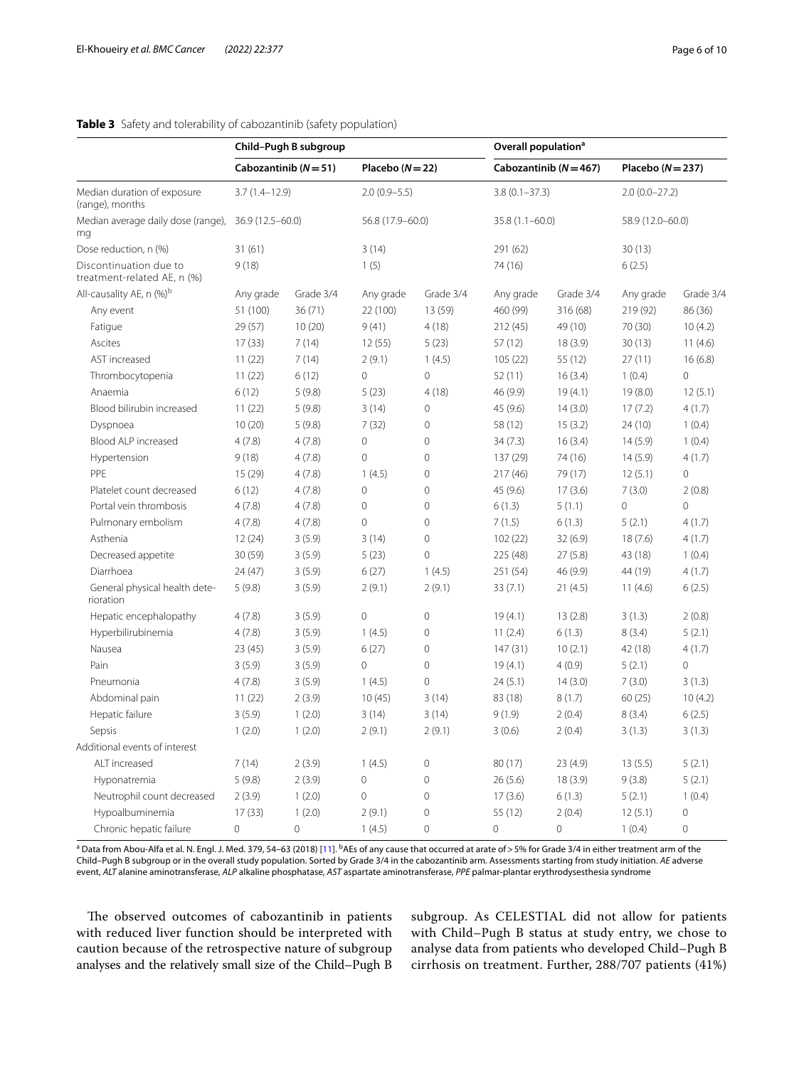**Table 3** Safety and tolerability of cabozantinib (safety population)

| | Child–Pugh B subgroup | | | | Overall population[a] | | | |
|---|---|---|---|---|---|---|---|---|
| | Cabozantinib (N = 51) | | Placebo (N = 22) | | Cabozantinib (N = 467) | | Placebo (N = 237) | |
| Median duration of exposure (range), months | 3.7 (1.4–12.9) | | 2.0 (0.9–5.5) | | 3.8 (0.1–37.3) | | 2.0 (0.0–27.2) | |
| Median average daily dose (range), mg | 36.9 (12.5–60.0) | | 56.8 (17.9–60.0) | | 35.8 (1.1–60.0) | | 58.9 (12.0–60.0) | |
| Dose reduction, n (%) | 31 (61) | | 3 (14) | | 291 (62) | | 30 (13) | |
| Discontinuation due to treatment-related AE, n (%) | 9 (18) | | 1 (5) | | 74 (16) | | 6 (2.5) | |
| All-causality AE, n (%)[b] | Any grade | Grade 3/4 | Any grade | Grade 3/4 | Any grade | Grade 3/4 | Any grade | Grade 3/4 |
| Any event | 51 (100) | 36 (71) | 22 (100) | 13 (59) | 460 (99) | 316 (68) | 219 (92) | 86 (36) |
| Fatigue | 29 (57) | 10 (20) | 9 (41) | 4 (18) | 212 (45) | 49 (10) | 70 (30) | 10 (4.2) |
| Ascites | 17 (33) | 7 (14) | 12 (55) | 5 (23) | 57 (12) | 18 (3.9) | 30 (13) | 11 (4.6) |
| AST increased | 11 (22) | 7 (14) | 2 (9.1) | 1 (4.5) | 105 (22) | 55 (12) | 27 (11) | 16 (6.8) |
| Thrombocytopenia | 11 (22) | 6 (12) | 0 | 0 | 52 (11) | 16 (3.4) | 1 (0.4) | 0 |
| Anaemia | 6 (12) | 5 (9.8) | 5 (23) | 4 (18) | 46 (9.9) | 19 (4.1) | 19 (8.0) | 12 (5.1) |
| Blood bilirubin increased | 11 (22) | 5 (9.8) | 3 (14) | 0 | 45 (9.6) | 14 (3.0) | 17 (7.2) | 4 (1.7) |
| Dyspnoea | 10 (20) | 5 (9.8) | 7 (32) | 0 | 58 (12) | 15 (3.2) | 24 (10) | 1 (0.4) |
| Blood ALP increased | 4 (7.8) | 4 (7.8) | 0 | 0 | 34 (7.3) | 16 (3.4) | 14 (5.9) | 1 (0.4) |
| Hypertension | 9 (18) | 4 (7.8) | 0 | 0 | 137 (29) | 74 (16) | 14 (5.9) | 4 (1.7) |
| PPE | 15 (29) | 4 (7.8) | 1 (4.5) | 0 | 217 (46) | 79 (17) | 12 (5.1) | 0 |
| Platelet count decreased | 6 (12) | 4 (7.8) | 0 | 0 | 45 (9.6) | 17 (3.6) | 7 (3.0) | 2 (0.8) |
| Portal vein thrombosis | 4 (7.8) | 4 (7.8) | 0 | 0 | 6 (1.3) | 5 (1.1) | 0 | 0 |
| Pulmonary embolism | 4 (7.8) | 4 (7.8) | 0 | 0 | 7 (1.5) | 6 (1.3) | 5 (2.1) | 4 (1.7) |
| Asthenia | 12 (24) | 3 (5.9) | 3 (14) | 0 | 102 (22) | 32 (6.9) | 18 (7.6) | 4 (1.7) |
| Decreased appetite | 30 (59) | 3 (5.9) | 5 (23) | 0 | 225 (48) | 27 (5.8) | 43 (18) | 1 (0.4) |
| Diarrhoea | 24 (47) | 3 (5.9) | 6 (27) | 1 (4.5) | 251 (54) | 46 (9.9) | 44 (19) | 4 (1.7) |
| General physical health deterioration | 5 (9.8) | 3 (5.9) | 2 (9.1) | 2 (9.1) | 33 (7.1) | 21 (4.5) | 11 (4.6) | 6 (2.5) |
| Hepatic encephalopathy | 4 (7.8) | 3 (5.9) | 0 | 0 | 19 (4.1) | 13 (2.8) | 3 (1.3) | 2 (0.8) |
| Hyperbilirubinemia | 4 (7.8) | 3 (5.9) | 1 (4.5) | 0 | 11 (2.4) | 6 (1.3) | 8 (3.4) | 5 (2.1) |
| Nausea | 23 (45) | 3 (5.9) | 6 (27) | 0 | 147 (31) | 10 (2.1) | 42 (18) | 4 (1.7) |
| Pain | 3 (5.9) | 3 (5.9) | 0 | 0 | 19 (4.1) | 4 (0.9) | 5 (2.1) | 0 |
| Pneumonia | 4 (7.8) | 3 (5.9) | 1 (4.5) | 0 | 24 (5.1) | 14 (3.0) | 7 (3.0) | 3 (1.3) |
| Abdominal pain | 11 (22) | 2 (3.9) | 10 (45) | 3 (14) | 83 (18) | 8 (1.7) | 60 (25) | 10 (4.2) |
| Hepatic failure | 3 (5.9) | 1 (2.0) | 3 (14) | 3 (14) | 9 (1.9) | 2 (0.4) | 8 (3.4) | 6 (2.5) |
| Sepsis | 1 (2.0) | 1 (2.0) | 2 (9.1) | 2 (9.1) | 3 (0.6) | 2 (0.4) | 3 (1.3) | 3 (1.3) |
| Additional events of interest | | | | | | | | |
| ALT increased | 7 (14) | 2 (3.9) | 1 (4.5) | 0 | 80 (17) | 23 (4.9) | 13 (5.5) | 5 (2.1) |
| Hyponatremia | 5 (9.8) | 2 (3.9) | 0 | 0 | 26 (5.6) | 18 (3.9) | 9 (3.8) | 5 (2.1) |
| Neutrophil count decreased | 2 (3.9) | 1 (2.0) | 0 | 0 | 17 (3.6) | 6 (1.3) | 5 (2.1) | 1 (0.4) |
| Hypoalbuminemia | 17 (33) | 1 (2.0) | 2 (9.1) | 0 | 55 (12) | 2 (0.4) | 12 (5.1) | 0 |
| Chronic hepatic failure | 0 | 0 | 1 (4.5) | 0 | 0 | 0 | 1 (0.4) | 0 |

[a] Data from Abou-Alfa et al. N. Engl. J. Med. 379, 54–63 (2018) [11]. [b] AEs of any cause that occurred at arate of > 5% for Grade 3/4 in either treatment arm of the Child–Pugh B subgroup or in the overall study population. Sorted by Grade 3/4 in the cabozantinib arm. Assessments starting from study initiation. *AE* adverse event, *ALT* alanine aminotransferase, *ALP* alkaline phosphatase, *AST* aspartate aminotransferase, *PPE* palmar-plantar erythrodysesthesia syndrome

The observed outcomes of cabozantinib in patients with reduced liver function should be interpreted with caution because of the retrospective nature of subgroup analyses and the relatively small size of the Child–Pugh B subgroup. As CELESTIAL did not allow for patients with Child–Pugh B status at study entry, we chose to analyse data from patients who developed Child–Pugh B cirrhosis on treatment. Further, 288/707 patients (41%)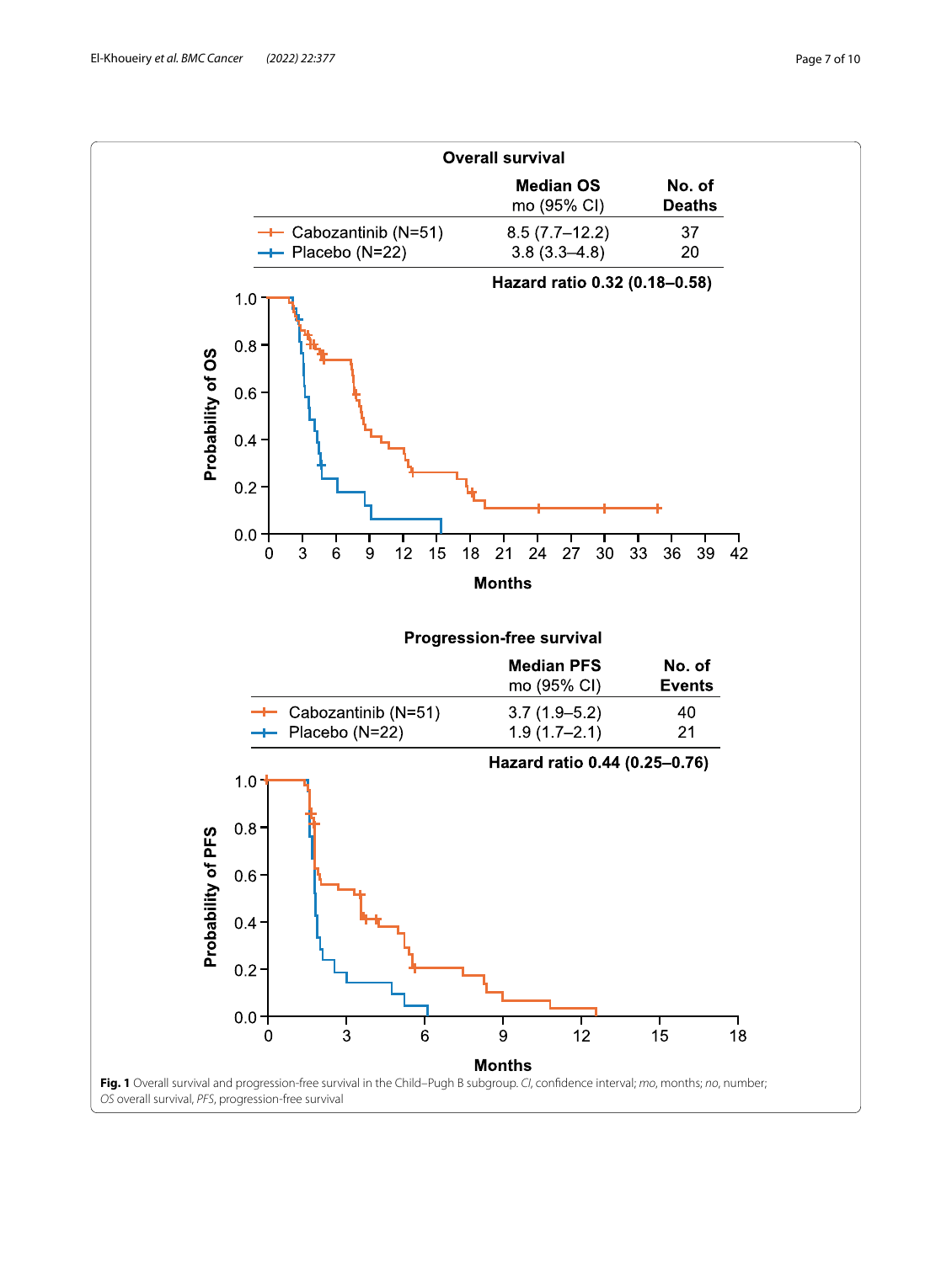**Overall survival**

| | Median OS mo (95% CI) | No. of Deaths |
|---|---|---|
| Cabozantinib (N=51) | 8.5 (7.7–12.2) | 37 |
| Placebo (N=22) | 3.8 (3.3–4.8) | 20 |

**Hazard ratio 0.32 (0.18–0.58)**

**Progression-free survival**

| | Median PFS mo (95% CI) | No. of Events |
|---|---|---|
| Cabozantinib (N=51) | 3.7 (1.9–5.2) | 40 |
| Placebo (N=22) | 1.9 (1.7–2.1) | 21 |

**Hazard ratio 0.44 (0.25–0.76)**

**Fig. 1** Overall survival and progression-free survival in the Child–Pugh B subgroup. *CI*, confidence interval; *mo*, months; *no*, number; *OS* overall survival, *PFS*, progression-free survival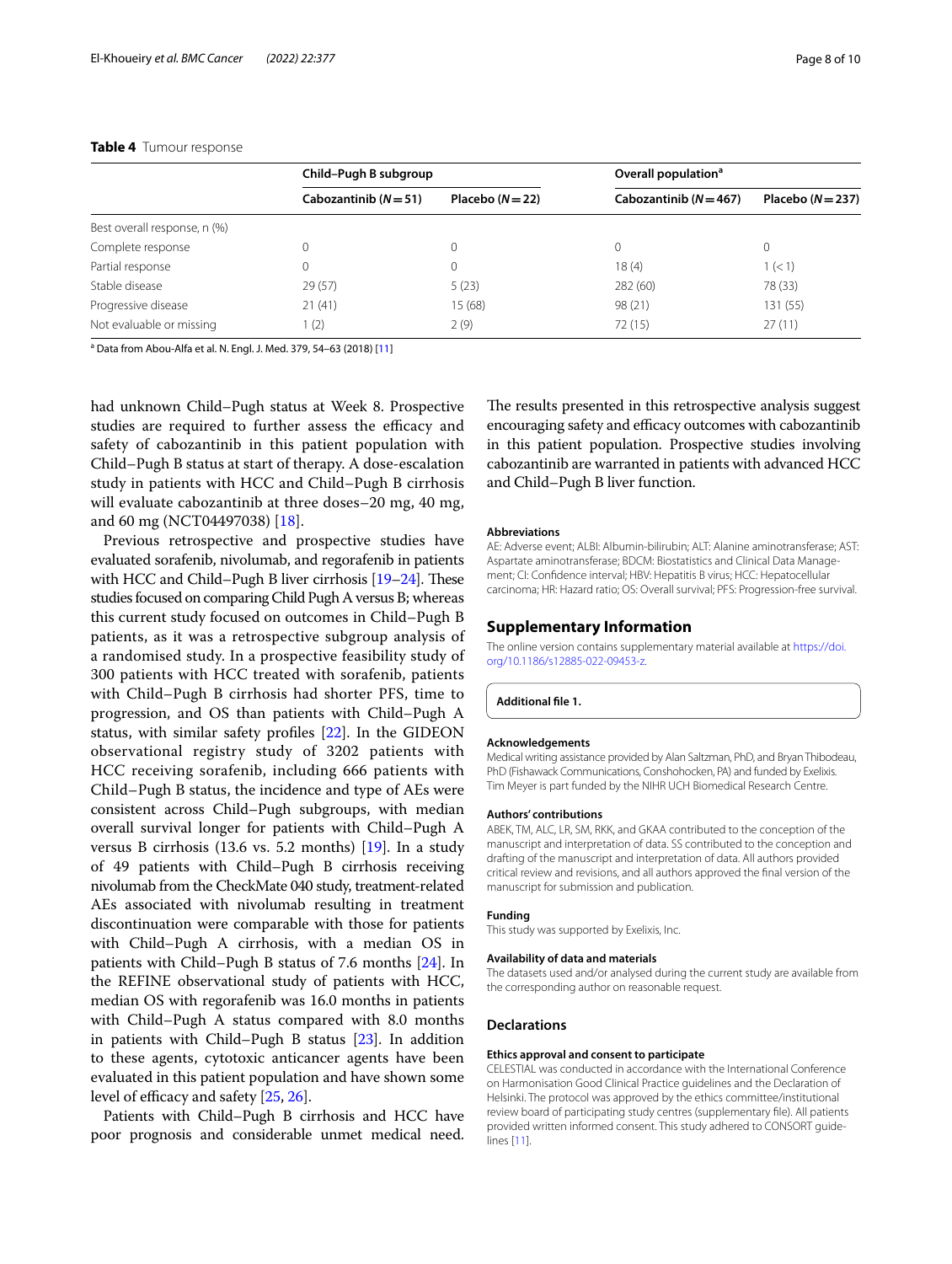**Table 4** Tumour response

| | Child–Pugh B subgroup | | Overall population[a] | |
|---|---|---|---|---|
| | Cabozantinib (N = 51) | Placebo (N = 22) | Cabozantinib (N = 467) | Placebo (N = 237) |
| Best overall response, n (%) | | | | |
| Complete response | 0 | 0 | 0 | 0 |
| Partial response | 0 | 0 | 18 (4) | 1 (< 1) |
| Stable disease | 29 (57) | 5 (23) | 282 (60) | 78 (33) |
| Progressive disease | 21 (41) | 15 (68) | 98 (21) | 131 (55) |
| Not evaluable or missing | 1 (2) | 2 (9) | 72 (15) | 27 (11) |

[a] Data from Abou-Alfa et al. N. Engl. J. Med. 379, 54–63 (2018) [11]

had unknown Child–Pugh status at Week 8. Prospective studies are required to further assess the efficacy and safety of cabozantinib in this patient population with Child–Pugh B status at start of therapy. A dose-escalation study in patients with HCC and Child–Pugh B cirrhosis will evaluate cabozantinib at three doses–20 mg, 40 mg, and 60 mg (NCT04497038) [18].

Previous retrospective and prospective studies have evaluated sorafenib, nivolumab, and regorafenib in patients with HCC and Child–Pugh B liver cirrhosis [19–24]. These studies focused on comparing Child Pugh A versus B; whereas this current study focused on outcomes in Child–Pugh B patients, as it was a retrospective subgroup analysis of a randomised study. In a prospective feasibility study of 300 patients with HCC treated with sorafenib, patients with Child–Pugh B cirrhosis had shorter PFS, time to progression, and OS than patients with Child–Pugh A status, with similar safety profiles [22]. In the GIDEON observational registry study of 3202 patients with HCC receiving sorafenib, including 666 patients with Child–Pugh B status, the incidence and type of AEs were consistent across Child–Pugh subgroups, with median overall survival longer for patients with Child–Pugh A versus B cirrhosis (13.6 vs. 5.2 months) [19]. In a study of 49 patients with Child–Pugh B cirrhosis receiving nivolumab from the CheckMate 040 study, treatment-related AEs associated with nivolumab resulting in treatment discontinuation were comparable with those for patients with Child–Pugh A cirrhosis, with a median OS in patients with Child–Pugh B status of 7.6 months [24]. In the REFINE observational study of patients with HCC, median OS with regorafenib was 16.0 months in patients with Child–Pugh A status compared with 8.0 months in patients with Child–Pugh B status [23]. In addition to these agents, cytotoxic anticancer agents have been evaluated in this patient population and have shown some level of efficacy and safety [25, 26].

Patients with Child–Pugh B cirrhosis and HCC have poor prognosis and considerable unmet medical need. The results presented in this retrospective analysis suggest encouraging safety and efficacy outcomes with cabozantinib in this patient population. Prospective studies involving cabozantinib are warranted in patients with advanced HCC and Child–Pugh B liver function.

#### Abbreviations

AE: Adverse event; ALBI: Albumin-bilirubin; ALT: Alanine aminotransferase; AST: Aspartate aminotransferase; BDCM: Biostatistics and Clinical Data Management; CI: Confidence interval; HBV: Hepatitis B virus; HCC: Hepatocellular carcinoma; HR: Hazard ratio; OS: Overall survival; PFS: Progression-free survival.

## Supplementary Information

The online version contains supplementary material available at https://doi.org/10.1186/s12885-022-09453-z.

**Additional file 1.**

#### Acknowledgements

Medical writing assistance provided by Alan Saltzman, PhD, and Bryan Thibodeau, PhD (Fishawack Communications, Conshohocken, PA) and funded by Exelixis. Tim Meyer is part funded by the NIHR UCH Biomedical Research Centre.

#### Authors' contributions

ABEK, TM, ALC, LR, SM, RKK, and GKAA contributed to the conception of the manuscript and interpretation of data. SS contributed to the conception and drafting of the manuscript and interpretation of data. All authors provided critical review and revisions, and all authors approved the final version of the manuscript for submission and publication.

#### Funding

This study was supported by Exelixis, Inc.

#### Availability of data and materials

The datasets used and/or analysed during the current study are available from the corresponding author on reasonable request.

## Declarations

#### Ethics approval and consent to participate

CELESTIAL was conducted in accordance with the International Conference on Harmonisation Good Clinical Practice guidelines and the Declaration of Helsinki. The protocol was approved by the ethics committee/institutional review board of participating study centres (supplementary file). All patients provided written informed consent. This study adhered to CONSORT guidelines [11].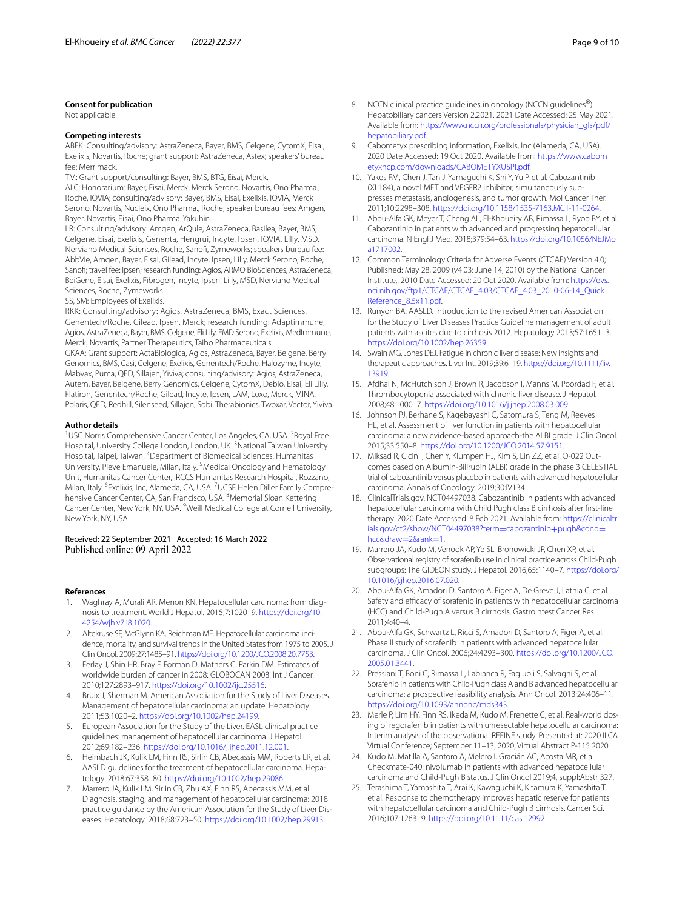### Consent for publication

Not applicable.

### Competing interests

ABEK: Consulting/advisory: AstraZeneca, Bayer, BMS, Celgene, CytomX, Eisai, Exelixis, Novartis, Roche; grant support: AstraZeneca, Astex; speakers' bureau fee: Merrimack.

TM: Grant support/consulting: Bayer, BMS, BTG, Eisai, Merck.

ALC: Honorarium: Bayer, Eisai, Merck, Merck Serono, Novartis, Ono Pharma., Roche, IQVIA; consulting/advisory: Bayer, BMS, Eisai, Exelixis, IQVIA, Merck Serono, Novartis, Nucleix, Ono Pharma., Roche; speaker bureau fees: Amgen, Bayer, Novartis, Eisai, Ono Pharma. Yakuhin.

LR: Consulting/advisory: Amgen, ArQule, AstraZeneca, Basilea, Bayer, BMS, Celgene, Eisai, Exelixis, Genenta, Hengrui, Incyte, Ipsen, IQVIA, Lilly, MSD, Nerviano Medical Sciences, Roche, Sanofi, Zymeworks; speakers bureau fee: AbbVie, Amgen, Bayer, Eisai, Gilead, Incyte, Ipsen, Lilly, Merck Serono, Roche, Sanofi; travel fee: Ipsen; research funding: Agios, ARMO BioSciences, AstraZeneca, BeiGene, Eisai, Exelixis, Fibrogen, Incyte, Ipsen, Lilly, MSD, Nerviano Medical Sciences, Roche, Zymeworks.

SS, SM: Employees of Exelixis.

RKK: Consulting/advisory: Agios, AstraZeneca, BMS, Exact Sciences, Genentech/Roche, Gilead, Ipsen, Merck; research funding: Adaptimmune, Agios, AstraZeneca, Bayer, BMS, Celgene, Eli Lilly, EMD Serono, Exelixis, MedImmune, Merck, Novartis, Partner Therapeutics, Taiho Pharmaceuticals.

GKAA: Grant support: ActaBiologica, Agios, AstraZeneca, Bayer, Beigene, Berry Genomics, BMS, Casi, Celgene, Exelixis, Genentech/Roche, Halozyme, Incyte, Mabvax, Puma, QED, Sillajen, Yiviva; consulting/advisory: Agios, AstraZeneca, Autem, Bayer, Beigene, Berry Genomics, Celgene, CytomX, Debio, Eisai, Eli Lilly, Flatiron, Genentech/Roche, Gilead, Incyte, Ipsen, LAM, Loxo, Merck, MINA, Polaris, QED, Redhill, Silenseed, Sillajen, Sobi, Therabionics, Twoxar, Vector, Yiviva.

### Author details

[1]USC Norris Comprehensive Cancer Center, Los Angeles, CA, USA. [2]Royal Free Hospital, University College London, London, UK. [3]National Taiwan University Hospital, Taipei, Taiwan. [4]Department of Biomedical Sciences, Humanitas University, Pieve Emanuele, Milan, Italy. [5]Medical Oncology and Hematology Unit, Humanitas Cancer Center, IRCCS Humanitas Research Hospital, Rozzano, Milan, Italy. [6]Exelixis, Inc, Alameda, CA, USA. [7]UCSF Helen Diller Family Comprehensive Cancer Center, CA, San Francisco, USA. [8]Memorial Sloan Kettering Cancer Center, New York, NY, USA. [9]Weill Medical College at Cornell University, New York, NY, USA.

Received: 22 September 2021 Accepted: 16 March 2022
Published online: 09 April 2022

### References

1. Waghray A, Murali AR, Menon KN. Hepatocellular carcinoma: from diagnosis to treatment. World J Hepatol. 2015;7:1020–9. https://doi.org/10.4254/wjh.v7.i8.1020.
2. Altekruse SF, McGlynn KA, Reichman ME. Hepatocellular carcinoma incidence, mortality, and survival trends in the United States from 1975 to 2005. J Clin Oncol. 2009;27:1485–91. https://doi.org/10.1200/JCO.2008.20.7753.
3. Ferlay J, Shin HR, Bray F, Forman D, Mathers C, Parkin DM. Estimates of worldwide burden of cancer in 2008: GLOBOCAN 2008. Int J Cancer. 2010;127:2893–917. https://doi.org/10.1002/ijc.25516.
4. Bruix J, Sherman M. American Association for the Study of Liver Diseases. Management of hepatocellular carcinoma: an update. Hepatology. 2011;53:1020–2. https://doi.org/10.1002/hep.24199.
5. European Association for the Study of the Liver. EASL clinical practice guidelines: management of hepatocellular carcinoma. J Hepatol. 2012;69:182–236. https://doi.org/10.1016/j.jhep.2011.12.001.
6. Heimbach JK, Kulik LM, Finn RS, Sirlin CB, Abecassis MM, Roberts LR, et al. AASLD guidelines for the treatment of hepatocellular carcinoma. Hepatology. 2018;67:358–80. https://doi.org/10.1002/hep.29086.
7. Marrero JA, Kulik LM, Sirlin CB, Zhu AX, Finn RS, Abecassis MM, et al. Diagnosis, staging, and management of hepatocellular carcinoma: 2018 practice guidance by the American Association for the Study of Liver Diseases. Hepatology. 2018;68:723–50. https://doi.org/10.1002/hep.29913.
8. NCCN clinical practice guidelines in oncology (NCCN guidelines®) Hepatobiliary cancers Version 2.2021. 2021 Date Accessed: 25 May 2021. Available from: https://www.nccn.org/professionals/physician_gls/pdf/hepatobiliary.pdf.
9. Cabometyx prescribing information, Exelixis, Inc (Alameda, CA, USA). 2020 Date Accessed: 19 Oct 2020. Available from: https://www.cabometyxhcp.com/downloads/CABOMETYXUSPI.pdf.
10. Yakes FM, Chen J, Tan J, Yamaguchi K, Shi Y, Yu P, et al. Cabozantinib (XL184), a novel MET and VEGFR2 inhibitor, simultaneously suppresses metastasis, angiogenesis, and tumor growth. Mol Cancer Ther. 2011;10:2298–308. https://doi.org/10.1158/1535-7163.MCT-11-0264.
11. Abou-Alfa GK, Meyer T, Cheng AL, El-Khoueiry AB, Rimassa L, Ryoo BY, et al. Cabozantinib in patients with advanced and progressing hepatocellular carcinoma. N Engl J Med. 2018;379:54–63. https://doi.org/10.1056/NEJMoa1717002.
12. Common Terminology Criteria for Adverse Events (CTCAE) Version 4.0; Published: May 28, 2009 (v4.03: June 14, 2010) by the National Cancer Institute,. 2010 Date Accessed: 20 Oct 2020. Available from: https://evs.nci.nih.gov/ftp1/CTCAE/CTCAE_4.03/CTCAE_4.03_2010-06-14_QuickReference_8.5x11.pdf.
13. Runyon BA, AASLD. Introduction to the revised American Association for the Study of Liver Diseases Practice Guideline management of adult patients with ascites due to cirrhosis 2012. Hepatology 2013;57:1651–3. https://doi.org/10.1002/hep.26359.
14. Swain MG, Jones DEJ. Fatigue in chronic liver disease: New insights and therapeutic approaches. Liver Int. 2019;39:6–19. https://doi.org/10.1111/liv.13919.
15. Afdhal N, McHutchison J, Brown R, Jacobson I, Manns M, Poordad F, et al. Thrombocytopenia associated with chronic liver disease. J Hepatol. 2008;48:1000–7. https://doi.org/10.1016/j.jhep.2008.03.009.
16. Johnson PJ, Berhane S, Kagebayashi C, Satomura S, Teng M, Reeves HL, et al. Assessment of liver function in patients with hepatocellular carcinoma: a new evidence-based approach-the ALBI grade. J Clin Oncol. 2015;33:550–8. https://doi.org/10.1200/JCO.2014.57.9151.
17. Miksad R, Cicin I, Chen Y, Klumpen HJ, Kim S, Lin ZZ, et al. O-022 Outcomes based on Albumin-Bilirubin (ALBI) grade in the phase 3 CELESTIAL trial of cabozantinib versus placebo in patients with advanced hepatocellular carcinoma. Annals of Oncology. 2019;30:IV134.
18. ClinicalTrials.gov. NCT04497038. Cabozantinib in patients with advanced hepatocellular carcinoma with Child Pugh class B cirrhosis after first-line therapy. 2020 Date Accessed: 8 Feb 2021. Available from: https://clinicaltrials.gov/ct2/show/NCT04497038?term=cabozantinib+pugh&cond=hcc&draw=2&rank=1.
19. Marrero JA, Kudo M, Venook AP, Ye SL, Bronowicki JP, Chen XP, et al. Observational registry of sorafenib use in clinical practice across Child-Pugh subgroups: The GIDEON study. J Hepatol. 2016;65:1140–7. https://doi.org/10.1016/j.jhep.2016.07.020.
20. Abou-Alfa GK, Amadori D, Santoro A, Figer A, De Greve J, Lathia C, et al. Safety and efficacy of sorafenib in patients with hepatocellular carcinoma (HCC) and Child-Pugh A versus B cirrhosis. Gastrointest Cancer Res. 2011;4:40–4.
21. Abou-Alfa GK, Schwartz L, Ricci S, Amadori D, Santoro A, Figer A, et al. Phase II study of sorafenib in patients with advanced hepatocellular carcinoma. J Clin Oncol. 2006;24:4293–300. https://doi.org/10.1200/JCO.2005.01.3441.
22. Pressiani T, Boni C, Rimassa L, Labianca R, Fagiuoli S, Salvagni S, et al. Sorafenib in patients with Child-Pugh class A and B advanced hepatocellular carcinoma: a prospective feasibility analysis. Ann Oncol. 2013;24:406–11. https://doi.org/10.1093/annonc/mds343.
23. Merle P, Lim HY, Finn RS, Ikeda M, Kudo M, Frenette C, et al. Real-world dosing of regorafenib in patients with unresectable hepatocellular carcinoma: Interim analysis of the observational REFINE study. Presented at: 2020 ILCA Virtual Conference; September 11–13, 2020; Virtual Abstract P-115 2020
24. Kudo M, Matilla A, Santoro A, Melero I, Gracián AC, Acosta MR, et al. Checkmate-040: nivolumab in patients with advanced hepatocellular carcinoma and Child-Pugh B status. J Clin Oncol 2019;4, suppl:Abstr 327.
25. Terashima T, Yamashita T, Arai K, Kawaguchi K, Kitamura K, Yamashita T, et al. Response to chemotherapy improves hepatic reserve for patients with hepatocellular carcinoma and Child-Pugh B cirrhosis. Cancer Sci. 2016;107:1263–9. https://doi.org/10.1111/cas.12992.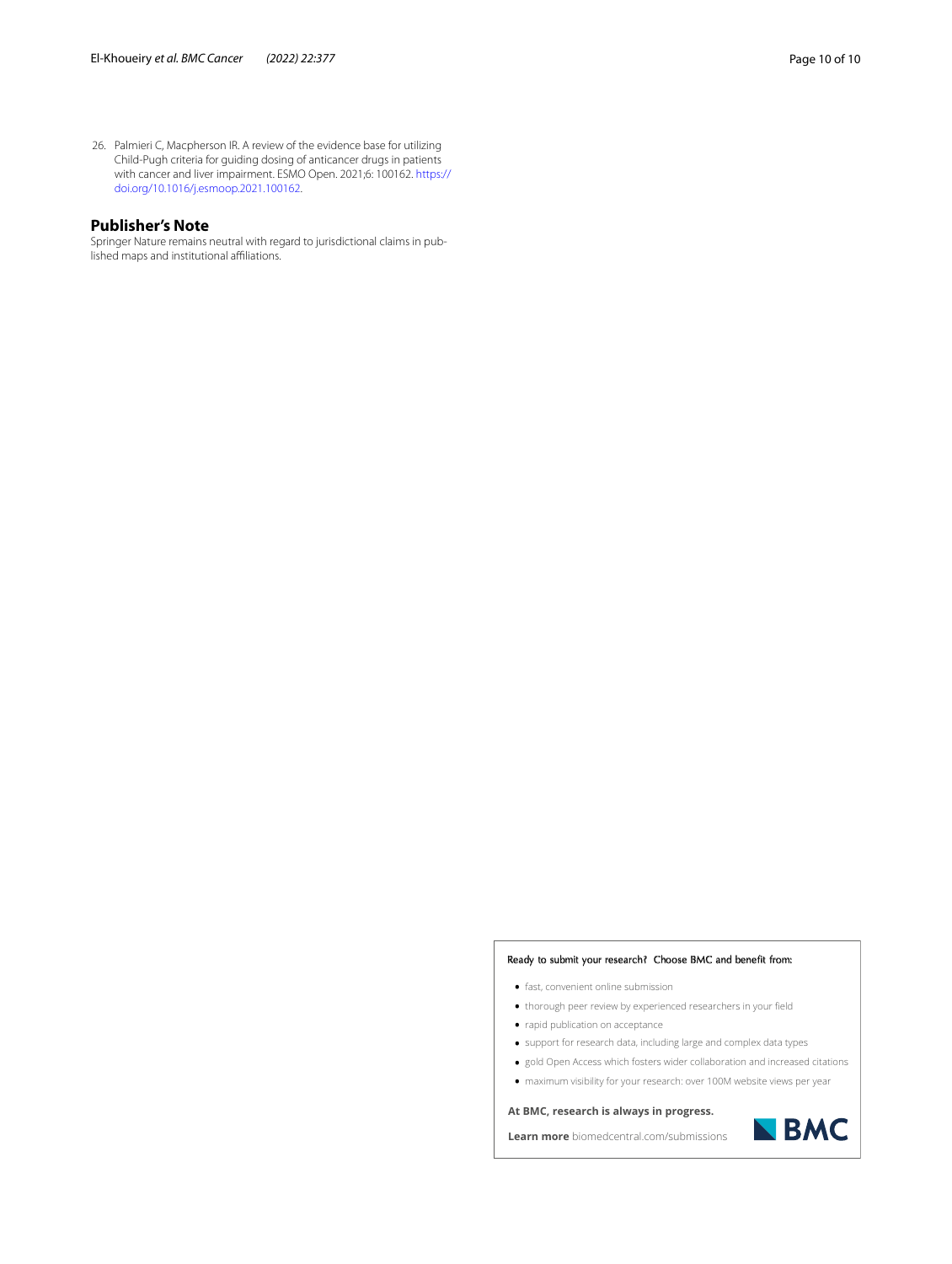26. Palmieri C, Macpherson IR. A review of the evidence base for utilizing Child-Pugh criteria for guiding dosing of anticancer drugs in patients with cancer and liver impairment. ESMO Open. 2021;6: 100162. https://doi.org/10.1016/j.esmoop.2021.100162.

## Publisher's Note

Springer Nature remains neutral with regard to jurisdictional claims in published maps and institutional affiliations.

Ready to submit your research? Choose BMC and benefit from:

- fast, convenient online submission
- thorough peer review by experienced researchers in your field
- rapid publication on acceptance
- support for research data, including large and complex data types
- gold Open Access which fosters wider collaboration and increased citations
- maximum visibility for your research: over 100M website views per year

**At BMC, research is always in progress.**

**Learn more** biomedcentral.com/submissions

BMC